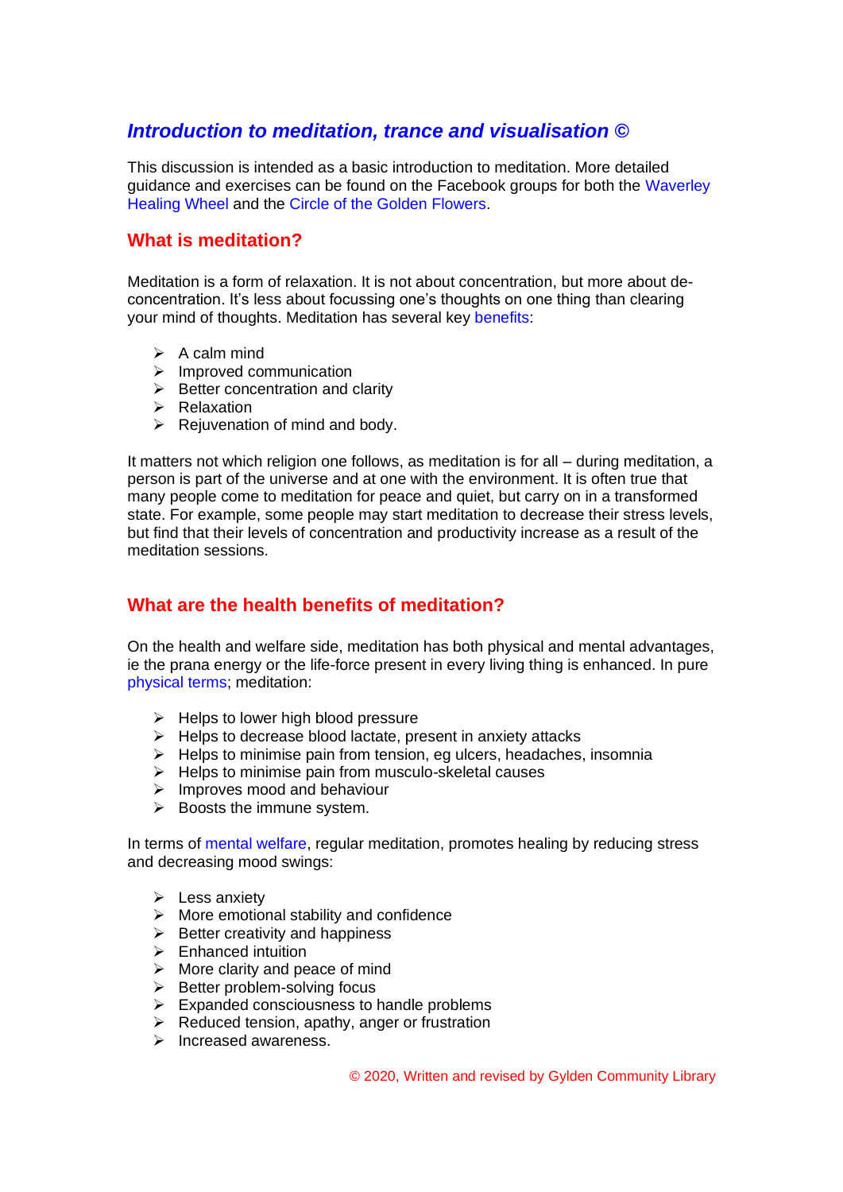## *Introduction to meditation, trance and visualisation ©*

This discussion is intended as a basic introduction to meditation. More detailed guidance and exercises can be found on the Facebook groups for both the Waverley Healing Wheel and the Circle of the Golden Flowers.

## What is meditation?

Meditation is a form of relaxation. It is not about concentration, but more about de-concentration. It's less about focussing one's thoughts on one thing than clearing your mind of thoughts. Meditation has several key benefits:

- A calm mind
- Improved communication
- Better concentration and clarity
- Relaxation
- Rejuvenation of mind and body.

It matters not which religion one follows, as meditation is for all – during meditation, a person is part of the universe and at one with the environment. It is often true that many people come to meditation for peace and quiet, but carry on in a transformed state. For example, some people may start meditation to decrease their stress levels, but find that their levels of concentration and productivity increase as a result of the meditation sessions.

## What are the health benefits of meditation?

On the health and welfare side, meditation has both physical and mental advantages, ie the prana energy or the life-force present in every living thing is enhanced. In pure physical terms; meditation:

- Helps to lower high blood pressure
- Helps to decrease blood lactate, present in anxiety attacks
- Helps to minimise pain from tension, eg ulcers, headaches, insomnia
- Helps to minimise pain from musculo-skeletal causes
- Improves mood and behaviour
- Boosts the immune system.

In terms of mental welfare, regular meditation, promotes healing by reducing stress and decreasing mood swings:

- Less anxiety
- More emotional stability and confidence
- Better creativity and happiness
- Enhanced intuition
- More clarity and peace of mind
- Better problem-solving focus
- Expanded consciousness to handle problems
- Reduced tension, apathy, anger or frustration
- Increased awareness.

© 2020, Written and revised by Gylden Community Library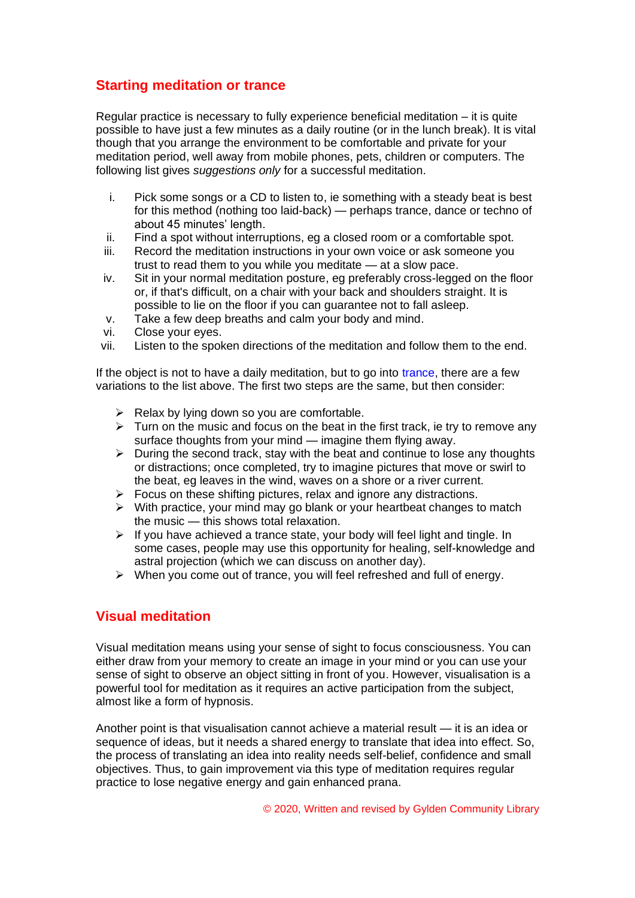## Starting meditation or trance

Regular practice is necessary to fully experience beneficial meditation – it is quite possible to have just a few minutes as a daily routine (or in the lunch break). It is vital though that you arrange the environment to be comfortable and private for your meditation period, well away from mobile phones, pets, children or computers. The following list gives *suggestions only* for a successful meditation.

i. Pick some songs or a CD to listen to, ie something with a steady beat is best for this method (nothing too laid-back) — perhaps trance, dance or techno of about 45 minutes' length.
ii. Find a spot without interruptions, eg a closed room or a comfortable spot.
iii. Record the meditation instructions in your own voice or ask someone you trust to read them to you while you meditate — at a slow pace.
iv. Sit in your normal meditation posture, eg preferably cross-legged on the floor or, if that's difficult, on a chair with your back and shoulders straight. It is possible to lie on the floor if you can guarantee not to fall asleep.
v. Take a few deep breaths and calm your body and mind.
vi. Close your eyes.
vii. Listen to the spoken directions of the meditation and follow them to the end.

If the object is not to have a daily meditation, but to go into trance, there are a few variations to the list above. The first two steps are the same, but then consider:

- Relax by lying down so you are comfortable.
- Turn on the music and focus on the beat in the first track, ie try to remove any surface thoughts from your mind — imagine them flying away.
- During the second track, stay with the beat and continue to lose any thoughts or distractions; once completed, try to imagine pictures that move or swirl to the beat, eg leaves in the wind, waves on a shore or a river current.
- Focus on these shifting pictures, relax and ignore any distractions.
- With practice, your mind may go blank or your heartbeat changes to match the music — this shows total relaxation.
- If you have achieved a trance state, your body will feel light and tingle. In some cases, people may use this opportunity for healing, self-knowledge and astral projection (which we can discuss on another day).
- When you come out of trance, you will feel refreshed and full of energy.

## Visual meditation

Visual meditation means using your sense of sight to focus consciousness. You can either draw from your memory to create an image in your mind or you can use your sense of sight to observe an object sitting in front of you. However, visualisation is a powerful tool for meditation as it requires an active participation from the subject, almost like a form of hypnosis.

Another point is that visualisation cannot achieve a material result — it is an idea or sequence of ideas, but it needs a shared energy to translate that idea into effect. So, the process of translating an idea into reality needs self-belief, confidence and small objectives. Thus, to gain improvement via this type of meditation requires regular practice to lose negative energy and gain enhanced prana.

© 2020, Written and revised by Gylden Community Library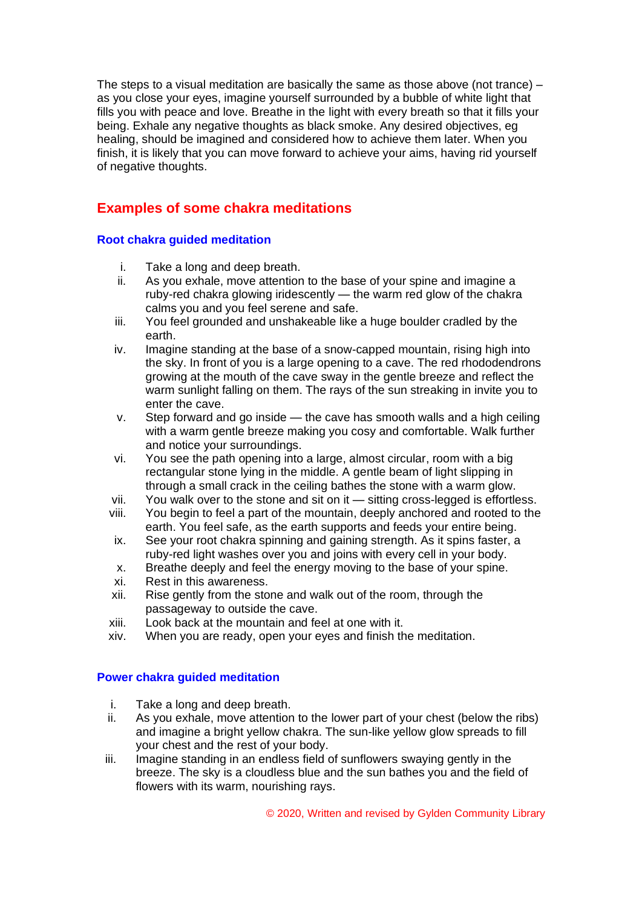The steps to a visual meditation are basically the same as those above (not trance) – as you close your eyes, imagine yourself surrounded by a bubble of white light that fills you with peace and love. Breathe in the light with every breath so that it fills your being. Exhale any negative thoughts as black smoke. Any desired objectives, eg healing, should be imagined and considered how to achieve them later. When you finish, it is likely that you can move forward to achieve your aims, having rid yourself of negative thoughts.

## Examples of some chakra meditations

### Root chakra guided meditation

i. Take a long and deep breath.
ii. As you exhale, move attention to the base of your spine and imagine a ruby-red chakra glowing iridescently — the warm red glow of the chakra calms you and you feel serene and safe.
iii. You feel grounded and unshakeable like a huge boulder cradled by the earth.
iv. Imagine standing at the base of a snow-capped mountain, rising high into the sky. In front of you is a large opening to a cave. The red rhododendrons growing at the mouth of the cave sway in the gentle breeze and reflect the warm sunlight falling on them. The rays of the sun streaking in invite you to enter the cave.
v. Step forward and go inside — the cave has smooth walls and a high ceiling with a warm gentle breeze making you cosy and comfortable. Walk further and notice your surroundings.
vi. You see the path opening into a large, almost circular, room with a big rectangular stone lying in the middle. A gentle beam of light slipping in through a small crack in the ceiling bathes the stone with a warm glow.
vii. You walk over to the stone and sit on it — sitting cross-legged is effortless.
viii. You begin to feel a part of the mountain, deeply anchored and rooted to the earth. You feel safe, as the earth supports and feeds your entire being.
ix. See your root chakra spinning and gaining strength. As it spins faster, a ruby-red light washes over you and joins with every cell in your body.
x. Breathe deeply and feel the energy moving to the base of your spine.
xi. Rest in this awareness.
xii. Rise gently from the stone and walk out of the room, through the passageway to outside the cave.
xiii. Look back at the mountain and feel at one with it.
xiv. When you are ready, open your eyes and finish the meditation.

### Power chakra guided meditation

i. Take a long and deep breath.
ii. As you exhale, move attention to the lower part of your chest (below the ribs) and imagine a bright yellow chakra. The sun-like yellow glow spreads to fill your chest and the rest of your body.
iii. Imagine standing in an endless field of sunflowers swaying gently in the breeze. The sky is a cloudless blue and the sun bathes you and the field of flowers with its warm, nourishing rays.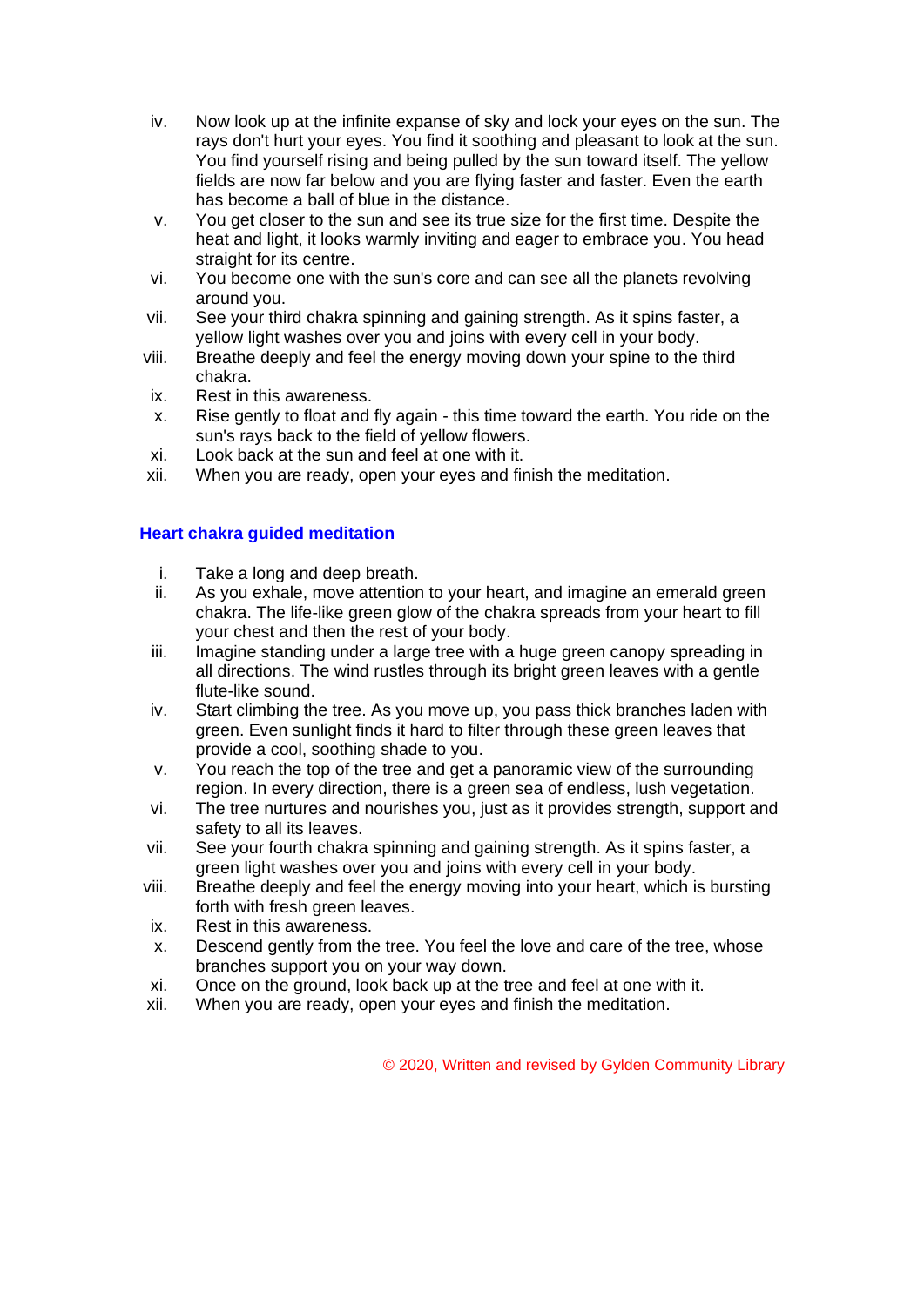iv. Now look up at the infinite expanse of sky and lock your eyes on the sun. The rays don't hurt your eyes. You find it soothing and pleasant to look at the sun. You find yourself rising and being pulled by the sun toward itself. The yellow fields are now far below and you are flying faster and faster. Even the earth has become a ball of blue in the distance.
v. You get closer to the sun and see its true size for the first time. Despite the heat and light, it looks warmly inviting and eager to embrace you. You head straight for its centre.
vi. You become one with the sun's core and can see all the planets revolving around you.
vii. See your third chakra spinning and gaining strength. As it spins faster, a yellow light washes over you and joins with every cell in your body.
viii. Breathe deeply and feel the energy moving down your spine to the third chakra.
ix. Rest in this awareness.
x. Rise gently to float and fly again - this time toward the earth. You ride on the sun's rays back to the field of yellow flowers.
xi. Look back at the sun and feel at one with it.
xii. When you are ready, open your eyes and finish the meditation.

### Heart chakra guided meditation

i. Take a long and deep breath.
ii. As you exhale, move attention to your heart, and imagine an emerald green chakra. The life-like green glow of the chakra spreads from your heart to fill your chest and then the rest of your body.
iii. Imagine standing under a large tree with a huge green canopy spreading in all directions. The wind rustles through its bright green leaves with a gentle flute-like sound.
iv. Start climbing the tree. As you move up, you pass thick branches laden with green. Even sunlight finds it hard to filter through these green leaves that provide a cool, soothing shade to you.
v. You reach the top of the tree and get a panoramic view of the surrounding region. In every direction, there is a green sea of endless, lush vegetation.
vi. The tree nurtures and nourishes you, just as it provides strength, support and safety to all its leaves.
vii. See your fourth chakra spinning and gaining strength. As it spins faster, a green light washes over you and joins with every cell in your body.
viii. Breathe deeply and feel the energy moving into your heart, which is bursting forth with fresh green leaves.
ix. Rest in this awareness.
x. Descend gently from the tree. You feel the love and care of the tree, whose branches support you on your way down.
xi. Once on the ground, look back up at the tree and feel at one with it.
xii. When you are ready, open your eyes and finish the meditation.

© 2020, Written and revised by Gylden Community Library